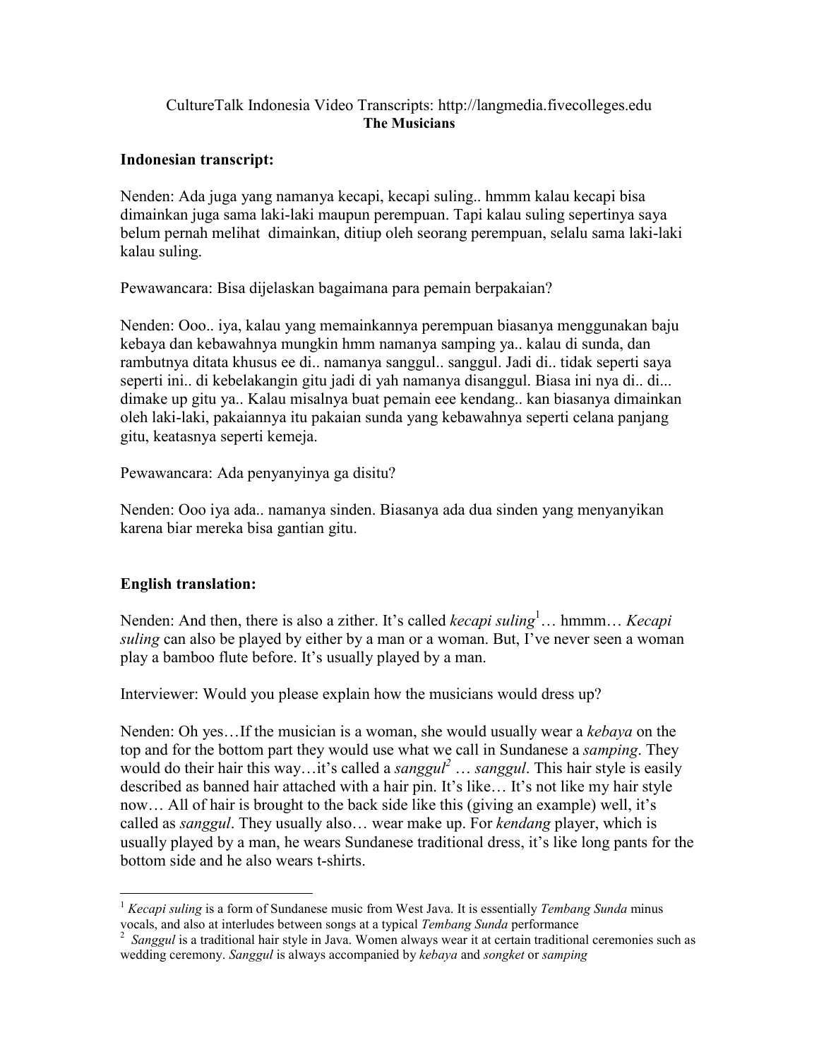CultureTalk Indonesia Video Transcripts: http://langmedia.fivecolleges.edu

**The Musicians**

**Indonesian transcript:**

Nenden: Ada juga yang namanya kecapi, kecapi suling.. hmmm kalau kecapi bisa dimainkan juga sama laki-laki maupun perempuan. Tapi kalau suling sepertinya saya belum pernah melihat dimainkan, ditiup oleh seorang perempuan, selalu sama laki-laki kalau suling.

Pewawancara: Bisa dijelaskan bagaimana para pemain berpakaian?

Nenden: Ooo.. iya, kalau yang memainkannya perempuan biasanya menggunakan baju kebaya dan kebawahnya mungkin hmm namanya samping ya.. kalau di sunda, dan rambutnya ditata khusus ee di.. namanya sanggul.. sanggul. Jadi di.. tidak seperti saya seperti ini.. di kebelakangin gitu jadi di yah namanya disanggul. Biasa ini nya di.. di... dimake up gitu ya.. Kalau misalnya buat pemain eee kendang.. kan biasanya dimainkan oleh laki-laki, pakaiannya itu pakaian sunda yang kebawahnya seperti celana panjang gitu, keatasnya seperti kemeja.

Pewawancara: Ada penyanyinya ga disitu?

Nenden: Ooo iya ada.. namanya sinden. Biasanya ada dua sinden yang menyanyikan karena biar mereka bisa gantian gitu.

**English translation:**

Nenden: And then, there is also a zither. It's called *kecapi suling*[1]… hmmm… *Kecapi suling* can also be played by either by a man or a woman. But, I've never seen a woman play a bamboo flute before. It's usually played by a man.

Interviewer: Would you please explain how the musicians would dress up?

Nenden: Oh yes…If the musician is a woman, she would usually wear a *kebaya* on the top and for the bottom part they would use what we call in Sundanese a *samping*. They would do their hair this way…it's called a *sanggul*[2] … *sanggul*. This hair style is easily described as banned hair attached with a hair pin. It's like… It's not like my hair style now… All of hair is brought to the back side like this (giving an example) well, it's called as *sanggul*. They usually also… wear make up. For *kendang* player, which is usually played by a man, he wears Sundanese traditional dress, it's like long pants for the bottom side and he also wears t-shirts.

---

[1] *Kecapi suling* is a form of Sundanese music from West Java. It is essentially *Tembang Sunda* minus vocals, and also at interludes between songs at a typical *Tembang Sunda* performance

[2] *Sanggul* is a traditional hair style in Java. Women always wear it at certain traditional ceremonies such as wedding ceremony. *Sanggul* is always accompanied by *kebaya* and *songket* or *samping*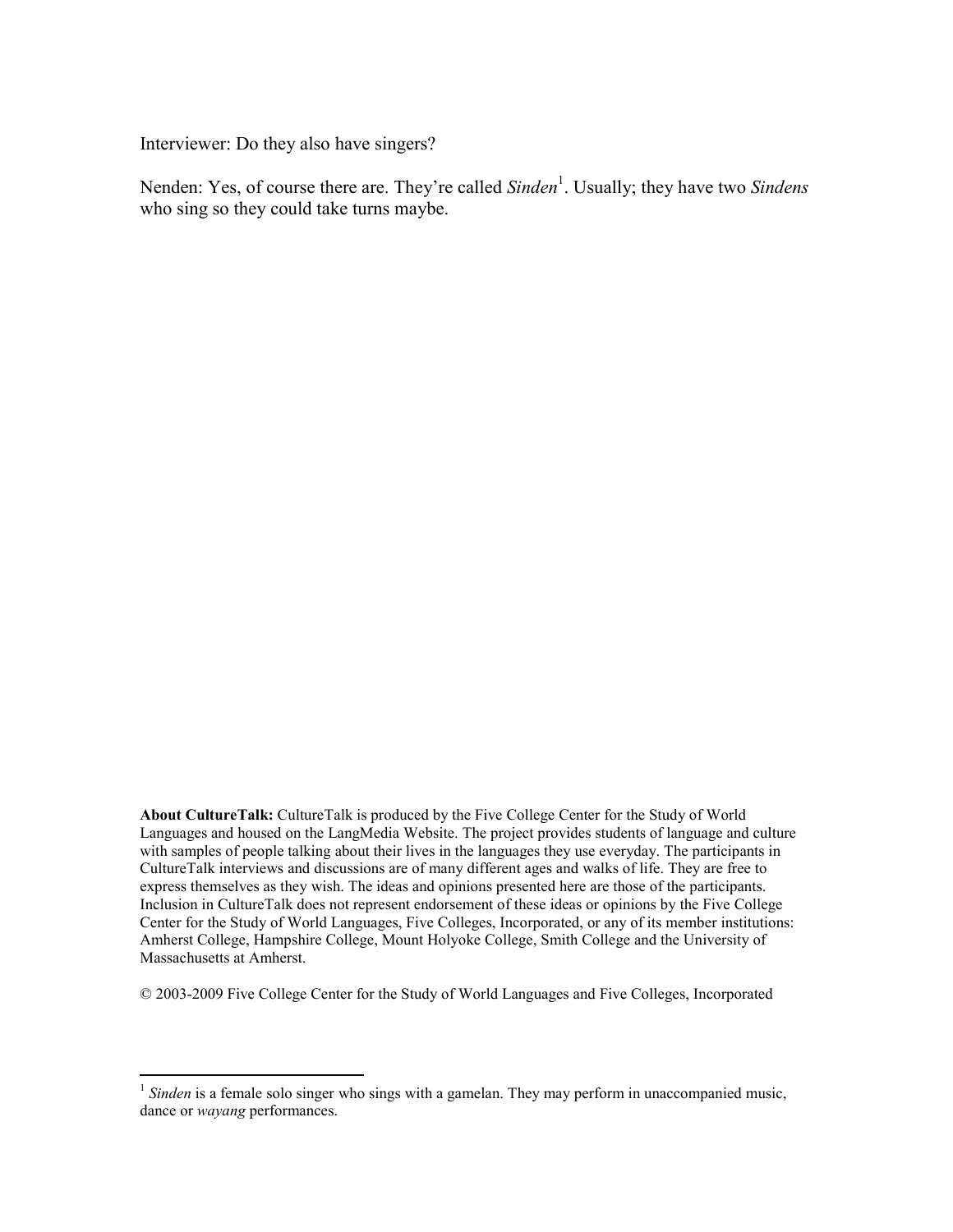Interviewer: Do they also have singers?

Nenden: Yes, of course there are. They're called *Sinden*[1]. Usually; they have two *Sindens* who sing so they could take turns maybe.

**About CultureTalk:** CultureTalk is produced by the Five College Center for the Study of World Languages and housed on the LangMedia Website. The project provides students of language and culture with samples of people talking about their lives in the languages they use everyday. The participants in CultureTalk interviews and discussions are of many different ages and walks of life. They are free to express themselves as they wish. The ideas and opinions presented here are those of the participants. Inclusion in CultureTalk does not represent endorsement of these ideas or opinions by the Five College Center for the Study of World Languages, Five Colleges, Incorporated, or any of its member institutions: Amherst College, Hampshire College, Mount Holyoke College, Smith College and the University of Massachusetts at Amherst.

© 2003-2009 Five College Center for the Study of World Languages and Five Colleges, Incorporated

[1] *Sinden* is a female solo singer who sings with a gamelan. They may perform in unaccompanied music, dance or *wayang* performances.